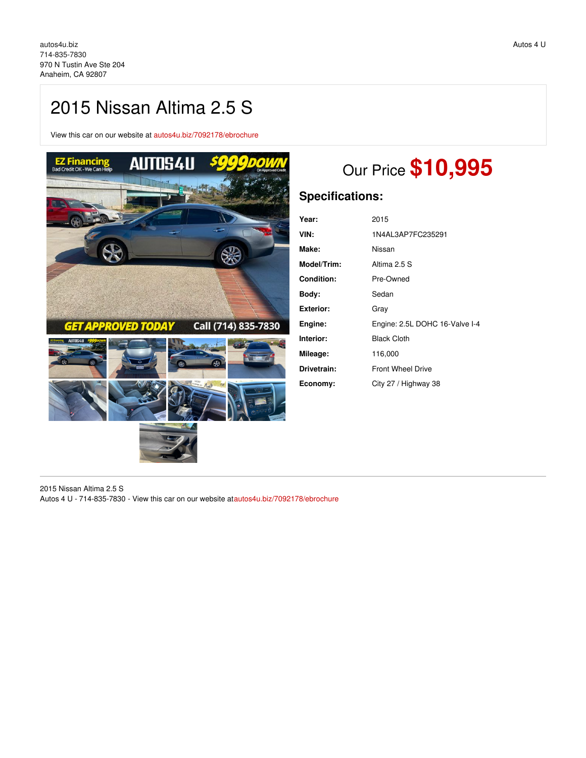autos4u.biz
714-835-7830
970 N Tustin Ave Ste 204
Anaheim, CA 92807

Autos 4 U

# 2015 Nissan Altima 2.5 S

View this car on our website at autos4u.biz/7092178/ebrochure

## Our Price **$10,995**

### Specifications:

| | |
|---|---|
| **Year:** | 2015 |
| **VIN:** | 1N4AL3AP7FC235291 |
| **Make:** | Nissan |
| **Model/Trim:** | Altima 2.5 S |
| **Condition:** | Pre-Owned |
| **Body:** | Sedan |
| **Exterior:** | Gray |
| **Engine:** | Engine: 2.5L DOHC 16-Valve I-4 |
| **Interior:** | Black Cloth |
| **Mileage:** | 116,000 |
| **Drivetrain:** | Front Wheel Drive |
| **Economy:** | City 27 / Highway 38 |

2015 Nissan Altima 2.5 S
Autos 4 U - 714-835-7830 - View this car on our website atautos4u.biz/7092178/ebrochure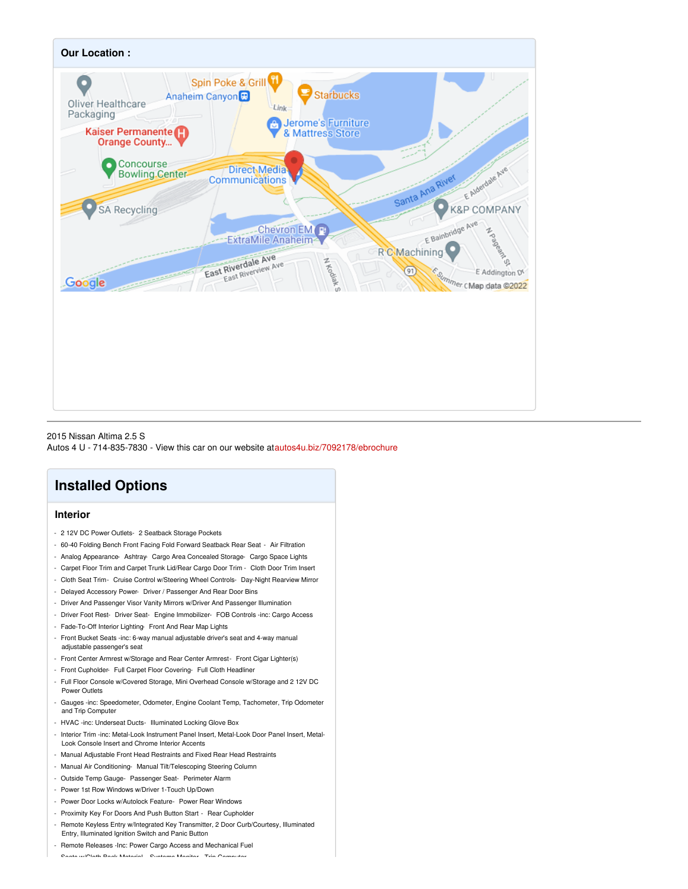## Our Location :

2015 Nissan Altima 2.5 S
Autos 4 U - 714-835-7830 - View this car on our website atautos4u.biz/7092178/ebrochure

# Installed Options

## Interior

- 2 12V DC Power Outlets- 2 Seatback Storage Pockets
- 60-40 Folding Bench Front Facing Fold Forward Seatback Rear Seat - Air Filtration
- Analog Appearance- Ashtray- Cargo Area Concealed Storage- Cargo Space Lights
- Carpet Floor Trim and Carpet Trunk Lid/Rear Cargo Door Trim - Cloth Door Trim Insert
- Cloth Seat Trim- Cruise Control w/Steering Wheel Controls- Day-Night Rearview Mirror
- Delayed Accessory Power- Driver / Passenger And Rear Door Bins
- Driver And Passenger Visor Vanity Mirrors w/Driver And Passenger Illumination
- Driver Foot Rest- Driver Seat- Engine Immobilizer- FOB Controls -inc: Cargo Access
- Fade-To-Off Interior Lighting- Front And Rear Map Lights
- Front Bucket Seats -inc: 6-way manual adjustable driver's seat and 4-way manual adjustable passenger's seat
- Front Center Armrest w/Storage and Rear Center Armrest- Front Cigar Lighter(s)
- Front Cupholder- Full Carpet Floor Covering- Full Cloth Headliner
- Full Floor Console w/Covered Storage, Mini Overhead Console w/Storage and 2 12V DC Power Outlets
- Gauges -inc: Speedometer, Odometer, Engine Coolant Temp, Tachometer, Trip Odometer and Trip Computer
- HVAC -inc: Underseat Ducts- Illuminated Locking Glove Box
- Interior Trim -inc: Metal-Look Instrument Panel Insert, Metal-Look Door Panel Insert, Metal-Look Console Insert and Chrome Interior Accents
- Manual Adjustable Front Head Restraints and Fixed Rear Head Restraints
- Manual Air Conditioning- Manual Tilt/Telescoping Steering Column
- Outside Temp Gauge- Passenger Seat- Perimeter Alarm
- Power 1st Row Windows w/Driver 1-Touch Up/Down
- Power Door Locks w/Autolock Feature- Power Rear Windows
- Proximity Key For Doors And Push Button Start - Rear Cupholder
- Remote Keyless Entry w/Integrated Key Transmitter, 2 Door Curb/Courtesy, Illuminated Entry, Illuminated Ignition Switch and Panic Button
- Remote Releases -Inc: Power Cargo Access and Mechanical Fuel
- Seats w/Cloth Back Material- Systems Monitor- Trip Computer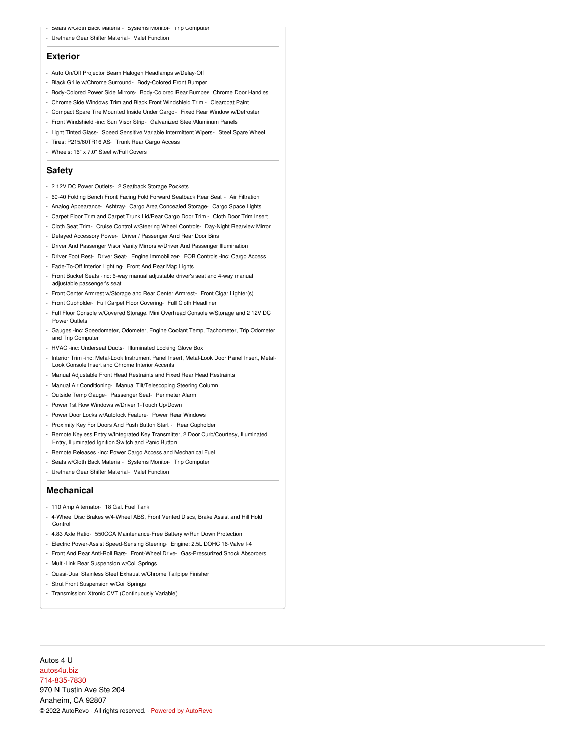- Seats w/Cloth Back Material - Systems Monitor - Trip Computer
- Urethane Gear Shifter Material - Valet Function

## Exterior

- Auto On/Off Projector Beam Halogen Headlamps w/Delay-Off
- Black Grille w/Chrome Surround - Body-Colored Front Bumper
- Body-Colored Power Side Mirrors - Body-Colored Rear Bumper - Chrome Door Handles
- Chrome Side Windows Trim and Black Front Windshield Trim - Clearcoat Paint
- Compact Spare Tire Mounted Inside Under Cargo - Fixed Rear Window w/Defroster
- Front Windshield -inc: Sun Visor Strip - Galvanized Steel/Aluminum Panels
- Light Tinted Glass - Speed Sensitive Variable Intermittent Wipers - Steel Spare Wheel
- Tires: P215/60TR16 AS - Trunk Rear Cargo Access
- Wheels: 16" x 7.0" Steel w/Full Covers

## Safety

- 2 12V DC Power Outlets - 2 Seatback Storage Pockets
- 60-40 Folding Bench Front Facing Fold Forward Seatback Rear Seat - Air Filtration
- Analog Appearance - Ashtray - Cargo Area Concealed Storage - Cargo Space Lights
- Carpet Floor Trim and Carpet Trunk Lid/Rear Cargo Door Trim - Cloth Door Trim Insert
- Cloth Seat Trim - Cruise Control w/Steering Wheel Controls - Day-Night Rearview Mirror
- Delayed Accessory Power - Driver / Passenger And Rear Door Bins
- Driver And Passenger Visor Vanity Mirrors w/Driver And Passenger Illumination
- Driver Foot Rest - Driver Seat - Engine Immobilizer - FOB Controls -inc: Cargo Access
- Fade-To-Off Interior Lighting - Front And Rear Map Lights
- Front Bucket Seats -inc: 6-way manual adjustable driver's seat and 4-way manual adjustable passenger's seat
- Front Center Armrest w/Storage and Rear Center Armrest - Front Cigar Lighter(s)
- Front Cupholder - Full Carpet Floor Covering - Full Cloth Headliner
- Full Floor Console w/Covered Storage, Mini Overhead Console w/Storage and 2 12V DC Power Outlets
- Gauges -inc: Speedometer, Odometer, Engine Coolant Temp, Tachometer, Trip Odometer and Trip Computer
- HVAC -inc: Underseat Ducts - Illuminated Locking Glove Box
- Interior Trim -inc: Metal-Look Instrument Panel Insert, Metal-Look Door Panel Insert, Metal-Look Console Insert and Chrome Interior Accents
- Manual Adjustable Front Head Restraints and Fixed Rear Head Restraints
- Manual Air Conditioning - Manual Tilt/Telescoping Steering Column
- Outside Temp Gauge - Passenger Seat - Perimeter Alarm
- Power 1st Row Windows w/Driver 1-Touch Up/Down
- Power Door Locks w/Autolock Feature - Power Rear Windows
- Proximity Key For Doors And Push Button Start - Rear Cupholder
- Remote Keyless Entry w/Integrated Key Transmitter, 2 Door Curb/Courtesy, Illuminated Entry, Illuminated Ignition Switch and Panic Button
- Remote Releases -Inc: Power Cargo Access and Mechanical Fuel
- Seats w/Cloth Back Material - Systems Monitor - Trip Computer
- Urethane Gear Shifter Material - Valet Function

## Mechanical

- 110 Amp Alternator - 18 Gal. Fuel Tank
- 4-Wheel Disc Brakes w/4-Wheel ABS, Front Vented Discs, Brake Assist and Hill Hold Control
- 4.83 Axle Ratio - 550CCA Maintenance-Free Battery w/Run Down Protection
- Electric Power-Assist Speed-Sensing Steering - Engine: 2.5L DOHC 16-Valve I-4
- Front And Rear Anti-Roll Bars - Front-Wheel Drive - Gas-Pressurized Shock Absorbers
- Multi-Link Rear Suspension w/Coil Springs
- Quasi-Dual Stainless Steel Exhaust w/Chrome Tailpipe Finisher
- Strut Front Suspension w/Coil Springs
- Transmission: Xtronic CVT (Continuously Variable)

Autos 4 U
autos4u.biz
714-835-7830
970 N Tustin Ave Ste 204
Anaheim, CA 92807
© 2022 AutoRevo - All rights reserved. - Powered by AutoRevo